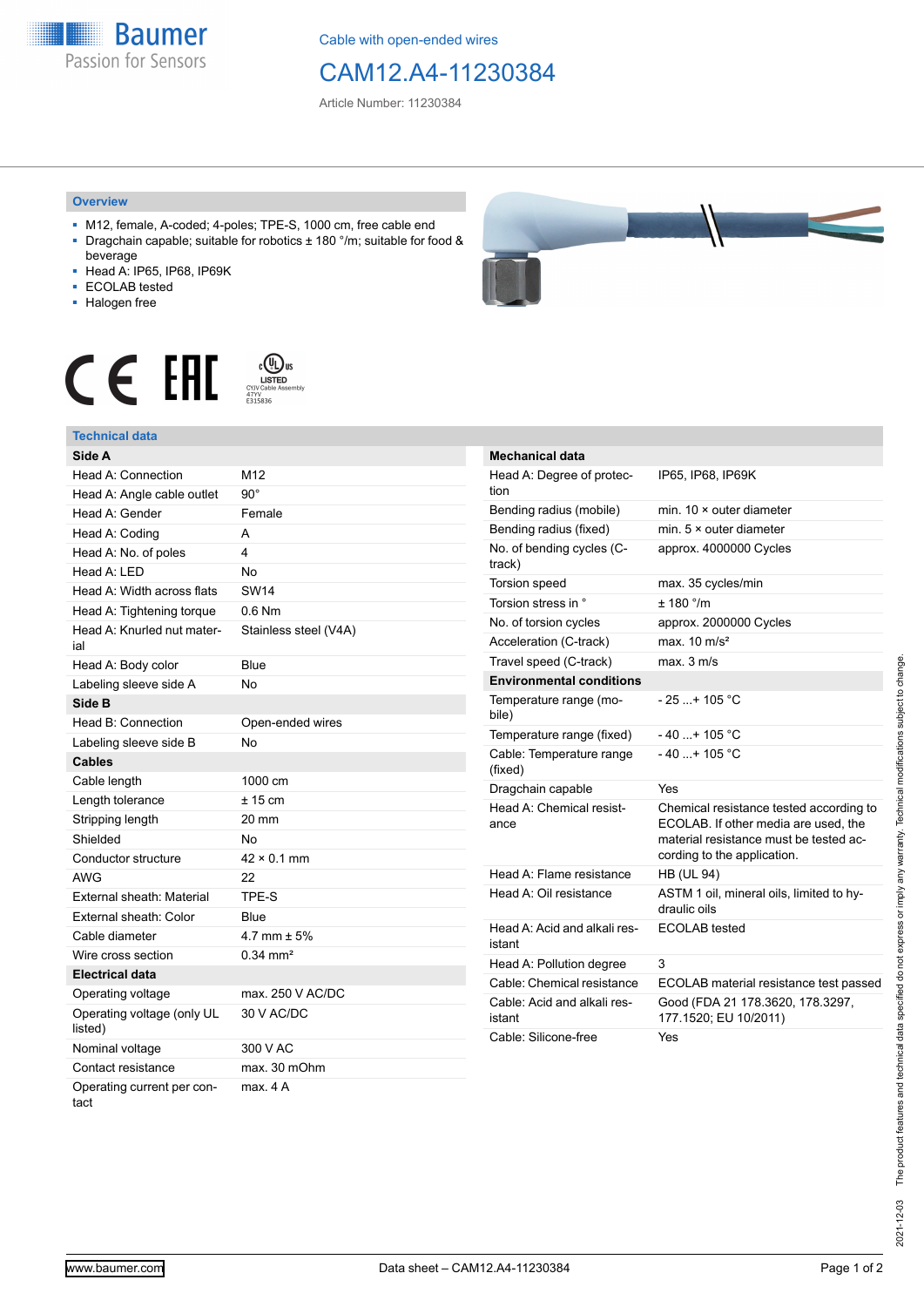Cable with open-ended wires

# CAM12.A4-11230384

Article Number: 11230384

## Overview

- M12, female, A-coded; 4-poles; TPE-S, 1000 cm, free cable end
- Dragchain capable; suitable for robotics ± 180 °/m; suitable for food & beverage
- Head A: IP65, IP68, IP69K
- ECOLAB tested
- Halogen free

## Technical data

| Side A | |
|---|---|
| Head A: Connection | M12 |
| Head A: Angle cable outlet | 90° |
| Head A: Gender | Female |
| Head A: Coding | A |
| Head A: No. of poles | 4 |
| Head A: LED | No |
| Head A: Width across flats | SW14 |
| Head A: Tightening torque | 0.6 Nm |
| Head A: Knurled nut material | Stainless steel (V4A) |
| Head A: Body color | Blue |
| Labeling sleeve side A | No |
| **Side B** | |
| Head B: Connection | Open-ended wires |
| Labeling sleeve side B | No |
| **Cables** | |
| Cable length | 1000 cm |
| Length tolerance | ± 15 cm |
| Stripping length | 20 mm |
| Shielded | No |
| Conductor structure | 42 × 0.1 mm |
| AWG | 22 |
| External sheath: Material | TPE-S |
| External sheath: Color | Blue |
| Cable diameter | 4.7 mm ± 5% |
| Wire cross section | 0.34 mm² |
| **Electrical data** | |
| Operating voltage | max. 250 V AC/DC |
| Operating voltage (only UL listed) | 30 V AC/DC |
| Nominal voltage | 300 V AC |
| Contact resistance | max. 30 mOhm |
| Operating current per contact | max. 4 A |

| Mechanical data | |
|---|---|
| Head A: Degree of protection | IP65, IP68, IP69K |
| Bending radius (mobile) | min. 10 × outer diameter |
| Bending radius (fixed) | min. 5 × outer diameter |
| No. of bending cycles (C-track) | approx. 4000000 Cycles |
| Torsion speed | max. 35 cycles/min |
| Torsion stress in ° | ± 180 °/m |
| No. of torsion cycles | approx. 2000000 Cycles |
| Acceleration (C-track) | max. 10 m/s² |
| Travel speed (C-track) | max. 3 m/s |
| **Environmental conditions** | |
| Temperature range (mobile) | - 25 ...+ 105 °C |
| Temperature range (fixed) | - 40 ...+ 105 °C |
| Cable: Temperature range (fixed) | - 40 ...+ 105 °C |
| Dragchain capable | Yes |
| Head A: Chemical resistance | Chemical resistance tested according to ECOLAB. If other media are used, the material resistance must be tested according to the application. |
| Head A: Flame resistance | HB (UL 94) |
| Head A: Oil resistance | ASTM 1 oil, mineral oils, limited to hydraulic oils |
| Head A: Acid and alkali resistant | ECOLAB tested |
| Head A: Pollution degree | 3 |
| Cable: Chemical resistance | ECOLAB material resistance test passed |
| Cable: Acid and alkali resistant | Good (FDA 21 178.3620, 178.3297, 177.1520; EU 10/2011) |
| Cable: Silicone-free | Yes |

2021-12-03 The product features and technical data specified do not express or imply any warranty. Technical modifications subject to change.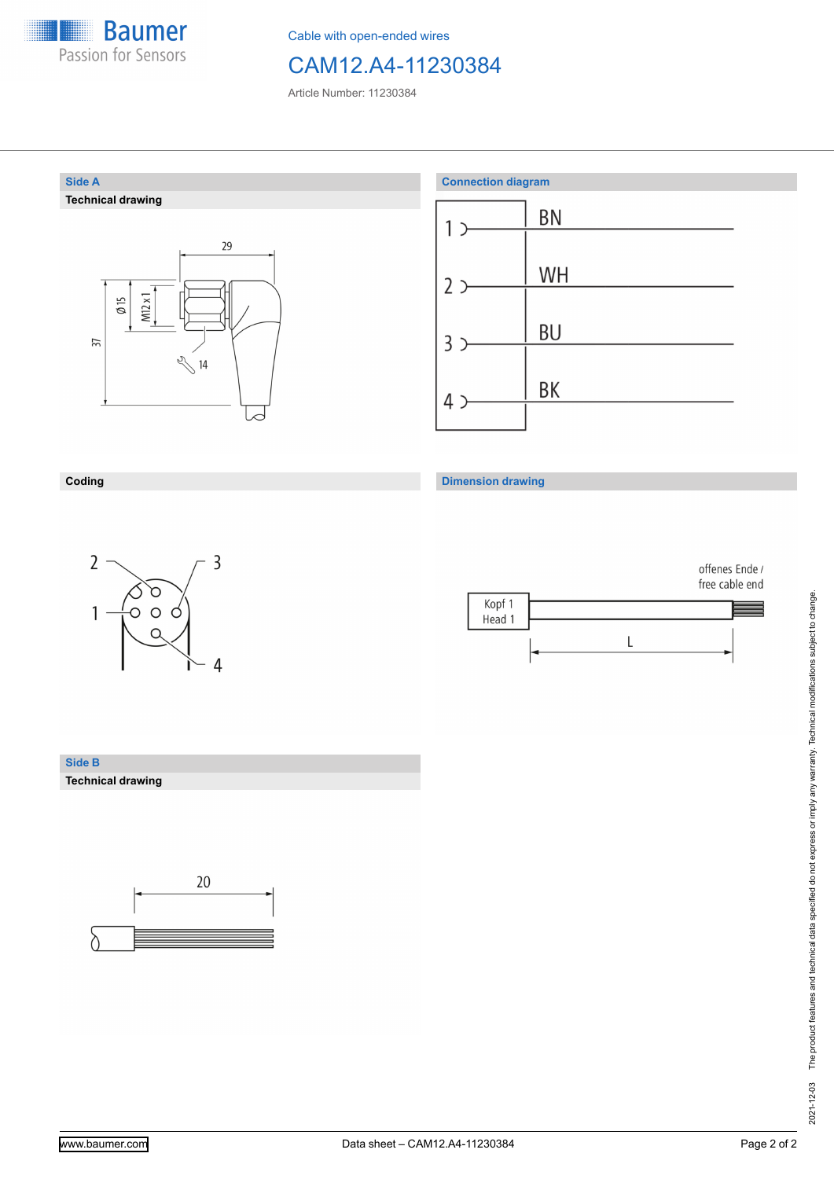Cable with open-ended wires

# CAM12.A4-11230384

Article Number: 11230384

## Side A

### Technical drawing

29

Ø15

M12 x 1

37

14

## Connection diagram

1 BN

2 WH

3 BU

4 BK

### Coding

2

3

1

4

## Dimension drawing

offenes Ende / free cable end

Kopf 1 Head 1

L

## Side B

### Technical drawing

20

The product features and technical data specified do not express or imply any warranty. Technical modifications subject to change.

2021-12-03

www.baumer.com

Data sheet – CAM12.A4-11230384